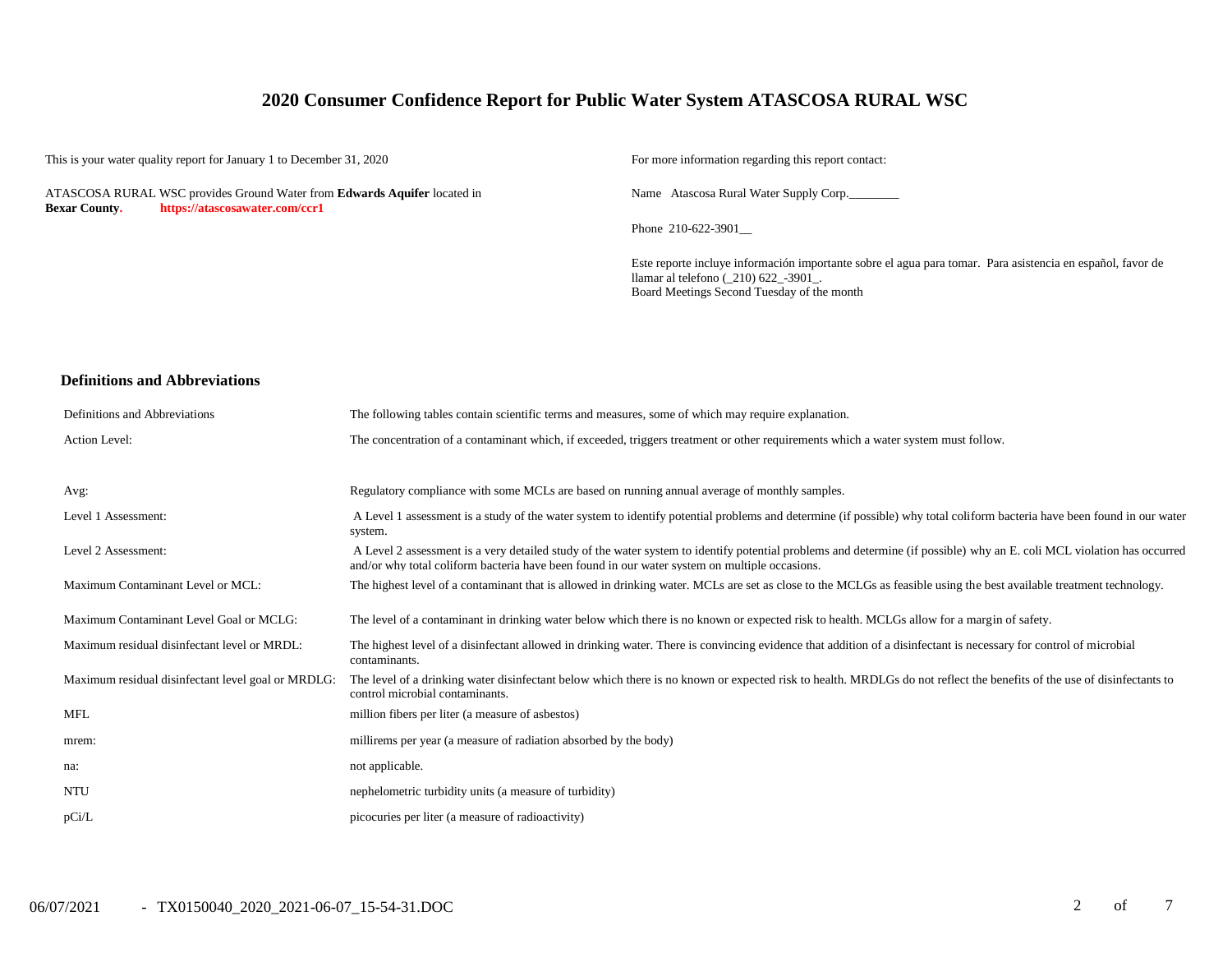# 2020 Consumer Confidence Report for Public Water System ATASCOSA RURAL WSC

This is your water quality report for January 1 to December 31, 2020

ATASCOSA RURAL WSC provides Ground Water from **Edwards Aquifer** located in **Bexar County**. **https://atascosawater.com/ccr1**

For more information regarding this report contact:

Name Atascosa Rural Water Supply Corp.________

Phone 210-622-3901__

Este reporte incluye información importante sobre el agua para tomar. Para asistencia en español, favor de llamar al telefono (_210) 622_-3901_.
Board Meetings Second Tuesday of the month

## Definitions and Abbreviations

| | |
|---|---|
| Definitions and Abbreviations | The following tables contain scientific terms and measures, some of which may require explanation. |
| Action Level: | The concentration of a contaminant which, if exceeded, triggers treatment or other requirements which a water system must follow. |
| Avg: | Regulatory compliance with some MCLs are based on running annual average of monthly samples. |
| Level 1 Assessment: | A Level 1 assessment is a study of the water system to identify potential problems and determine (if possible) why total coliform bacteria have been found in our water system. |
| Level 2 Assessment: | A Level 2 assessment is a very detailed study of the water system to identify potential problems and determine (if possible) why an E. coli MCL violation has occurred and/or why total coliform bacteria have been found in our water system on multiple occasions. |
| Maximum Contaminant Level or MCL: | The highest level of a contaminant that is allowed in drinking water. MCLs are set as close to the MCLGs as feasible using the best available treatment technology. |
| Maximum Contaminant Level Goal or MCLG: | The level of a contaminant in drinking water below which there is no known or expected risk to health. MCLGs allow for a margin of safety. |
| Maximum residual disinfectant level or MRDL: | The highest level of a disinfectant allowed in drinking water. There is convincing evidence that addition of a disinfectant is necessary for control of microbial contaminants. |
| Maximum residual disinfectant level goal or MRDLG: | The level of a drinking water disinfectant below which there is no known or expected risk to health. MRDLGs do not reflect the benefits of the use of disinfectants to control microbial contaminants. |
| MFL | million fibers per liter (a measure of asbestos) |
| mrem: | millirems per year (a measure of radiation absorbed by the body) |
| na: | not applicable. |
| NTU | nephelometric turbidity units (a measure of turbidity) |
| pCi/L | picocuries per liter (a measure of radioactivity) |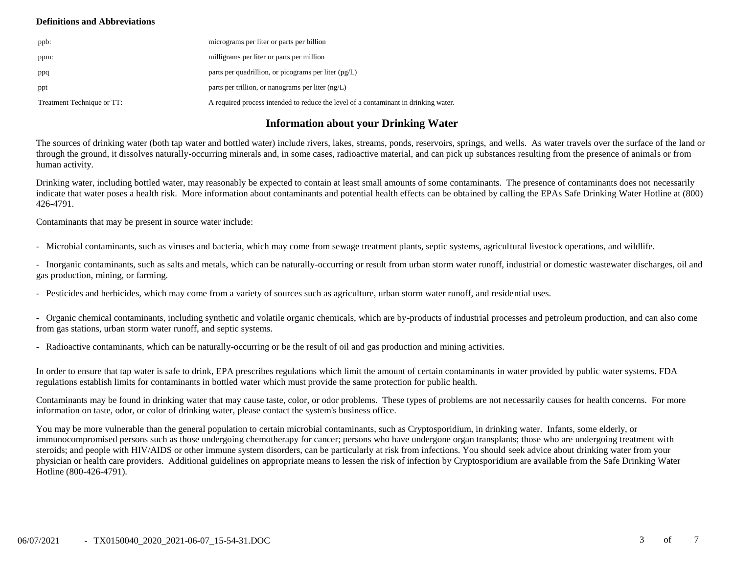**Definitions and Abbreviations**

| | |
|---|---|
| ppb: | micrograms per liter or parts per billion |
| ppm: | milligrams per liter or parts per million |
| ppq | parts per quadrillion, or picograms per liter (pg/L) |
| ppt | parts per trillion, or nanograms per liter (ng/L) |
| Treatment Technique or TT: | A required process intended to reduce the level of a contaminant in drinking water. |

## Information about your Drinking Water

The sources of drinking water (both tap water and bottled water) include rivers, lakes, streams, ponds, reservoirs, springs, and wells. As water travels over the surface of the land or through the ground, it dissolves naturally-occurring minerals and, in some cases, radioactive material, and can pick up substances resulting from the presence of animals or from human activity.

Drinking water, including bottled water, may reasonably be expected to contain at least small amounts of some contaminants. The presence of contaminants does not necessarily indicate that water poses a health risk. More information about contaminants and potential health effects can be obtained by calling the EPAs Safe Drinking Water Hotline at (800) 426-4791.

Contaminants that may be present in source water include:

- Microbial contaminants, such as viruses and bacteria, which may come from sewage treatment plants, septic systems, agricultural livestock operations, and wildlife.

- Inorganic contaminants, such as salts and metals, which can be naturally-occurring or result from urban storm water runoff, industrial or domestic wastewater discharges, oil and gas production, mining, or farming.

- Pesticides and herbicides, which may come from a variety of sources such as agriculture, urban storm water runoff, and residential uses.

- Organic chemical contaminants, including synthetic and volatile organic chemicals, which are by-products of industrial processes and petroleum production, and can also come from gas stations, urban storm water runoff, and septic systems.

- Radioactive contaminants, which can be naturally-occurring or be the result of oil and gas production and mining activities.

In order to ensure that tap water is safe to drink, EPA prescribes regulations which limit the amount of certain contaminants in water provided by public water systems. FDA regulations establish limits for contaminants in bottled water which must provide the same protection for public health.

Contaminants may be found in drinking water that may cause taste, color, or odor problems. These types of problems are not necessarily causes for health concerns. For more information on taste, odor, or color of drinking water, please contact the system's business office.

You may be more vulnerable than the general population to certain microbial contaminants, such as Cryptosporidium, in drinking water. Infants, some elderly, or immunocompromised persons such as those undergoing chemotherapy for cancer; persons who have undergone organ transplants; those who are undergoing treatment with steroids; and people with HIV/AIDS or other immune system disorders, can be particularly at risk from infections. You should seek advice about drinking water from your physician or health care providers. Additional guidelines on appropriate means to lessen the risk of infection by Cryptosporidium are available from the Safe Drinking Water Hotline (800-426-4791).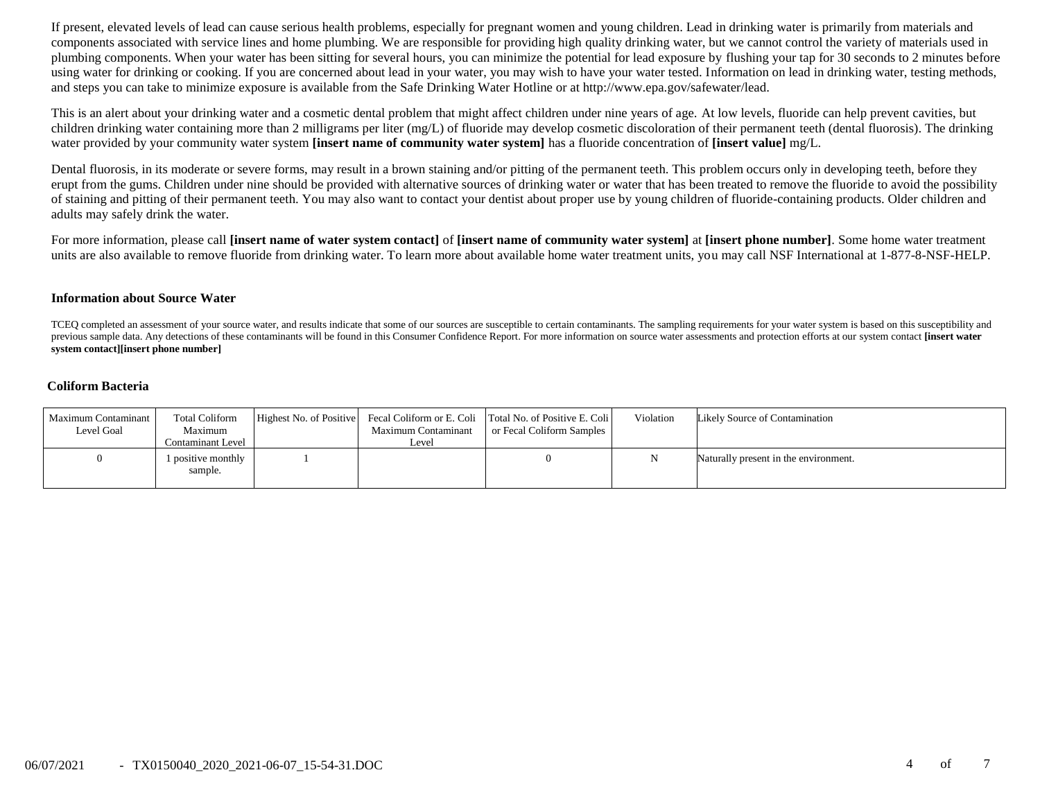If present, elevated levels of lead can cause serious health problems, especially for pregnant women and young children. Lead in drinking water is primarily from materials and components associated with service lines and home plumbing. We are responsible for providing high quality drinking water, but we cannot control the variety of materials used in plumbing components. When your water has been sitting for several hours, you can minimize the potential for lead exposure by flushing your tap for 30 seconds to 2 minutes before using water for drinking or cooking. If you are concerned about lead in your water, you may wish to have your water tested. Information on lead in drinking water, testing methods, and steps you can take to minimize exposure is available from the Safe Drinking Water Hotline or at http://www.epa.gov/safewater/lead.

This is an alert about your drinking water and a cosmetic dental problem that might affect children under nine years of age. At low levels, fluoride can help prevent cavities, but children drinking water containing more than 2 milligrams per liter (mg/L) of fluoride may develop cosmetic discoloration of their permanent teeth (dental fluorosis). The drinking water provided by your community water system **[insert name of community water system]** has a fluoride concentration of **[insert value]** mg/L.

Dental fluorosis, in its moderate or severe forms, may result in a brown staining and/or pitting of the permanent teeth. This problem occurs only in developing teeth, before they erupt from the gums. Children under nine should be provided with alternative sources of drinking water or water that has been treated to remove the fluoride to avoid the possibility of staining and pitting of their permanent teeth. You may also want to contact your dentist about proper use by young children of fluoride-containing products. Older children and adults may safely drink the water.

For more information, please call **[insert name of water system contact]** of **[insert name of community water system]** at **[insert phone number]**. Some home water treatment units are also available to remove fluoride from drinking water. To learn more about available home water treatment units, you may call NSF International at 1-877-8-NSF-HELP.

### Information about Source Water

TCEQ completed an assessment of your source water, and results indicate that some of our sources are susceptible to certain contaminants. The sampling requirements for your water system is based on this susceptibility and previous sample data. Any detections of these contaminants will be found in this Consumer Confidence Report. For more information on source water assessments and protection efforts at our system contact **[insert water system contact][insert phone number]**

### Coliform Bacteria

| Maximum Contaminant Level Goal | Total Coliform Maximum Contaminant Level | Highest No. of Positive | Fecal Coliform or E. Coli Maximum Contaminant Level | Total No. of Positive E. Coli or Fecal Coliform Samples | Violation | Likely Source of Contamination |
|---|---|---|---|---|---|---|
| 0 | 1 positive monthly sample. | 1 | | 0 | N | Naturally present in the environment. |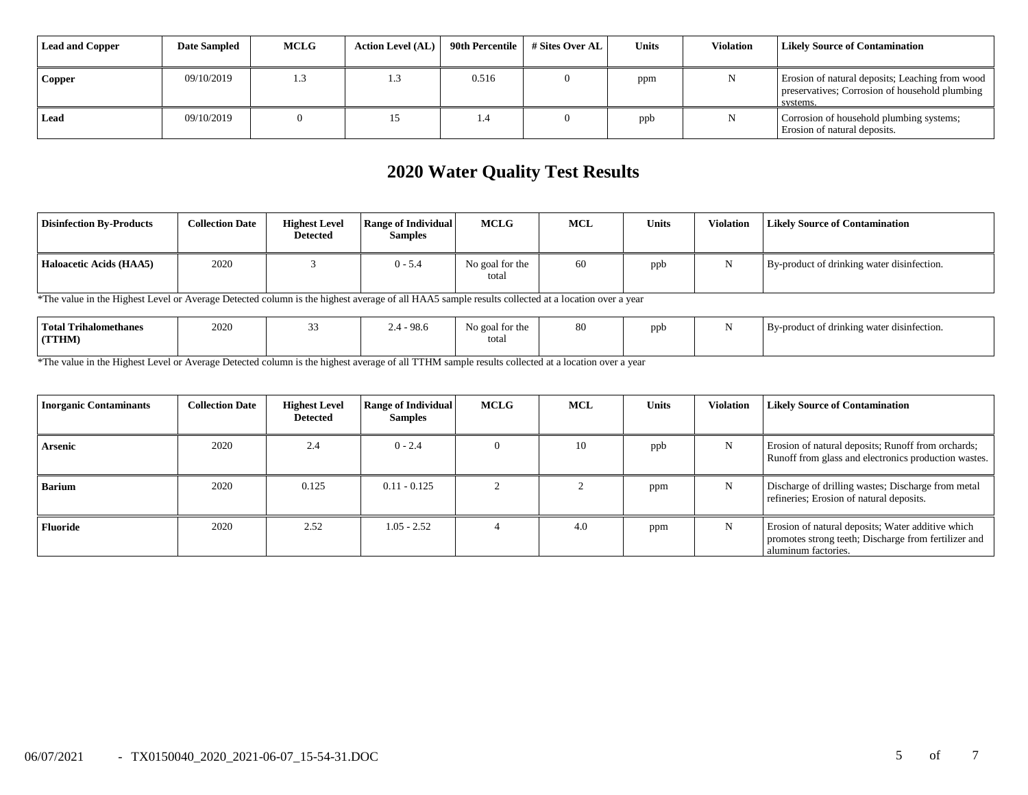| Lead and Copper | Date Sampled | MCLG | Action Level (AL) | 90th Percentile | # Sites Over AL | Units | Violation | Likely Source of Contamination |
|---|---|---|---|---|---|---|---|---|
| **Copper** | 09/10/2019 | 1.3 | 1.3 | 0.516 | 0 | ppm | N | Erosion of natural deposits; Leaching from wood preservatives; Corrosion of household plumbing systems. |
| **Lead** | 09/10/2019 | 0 | 15 | 1.4 | 0 | ppb | N | Corrosion of household plumbing systems; Erosion of natural deposits. |

## 2020 Water Quality Test Results

| Disinfection By-Products | Collection Date | Highest Level Detected | Range of Individual Samples | MCLG | MCL | Units | Violation | Likely Source of Contamination |
|---|---|---|---|---|---|---|---|---|
| **Haloacetic Acids (HAA5)** | 2020 | 3 | 0 - 5.4 | No goal for the total | 60 | ppb | N | By-product of drinking water disinfection. |

*The value in the Highest Level or Average Detected column is the highest average of all HAA5 sample results collected at a location over a year

| Disinfection By-Products | Collection Date | Highest Level Detected | Range of Individual Samples | MCLG | MCL | Units | Violation | Likely Source of Contamination |
|---|---|---|---|---|---|---|---|---|
| **Total Trihalomethanes (TTHM)** | 2020 | 33 | 2.4 - 98.6 | No goal for the total | 80 | ppb | N | By-product of drinking water disinfection. |

*The value in the Highest Level or Average Detected column is the highest average of all TTHM sample results collected at a location over a year

| Inorganic Contaminants | Collection Date | Highest Level Detected | Range of Individual Samples | MCLG | MCL | Units | Violation | Likely Source of Contamination |
|---|---|---|---|---|---|---|---|---|
| **Arsenic** | 2020 | 2.4 | 0 - 2.4 | 0 | 10 | ppb | N | Erosion of natural deposits; Runoff from orchards; Runoff from glass and electronics production wastes. |
| **Barium** | 2020 | 0.125 | 0.11 - 0.125 | 2 | 2 | ppm | N | Discharge of drilling wastes; Discharge from metal refineries; Erosion of natural deposits. |
| **Fluoride** | 2020 | 2.52 | 1.05 - 2.52 | 4 | 4.0 | ppm | N | Erosion of natural deposits; Water additive which promotes strong teeth; Discharge from fertilizer and aluminum factories. |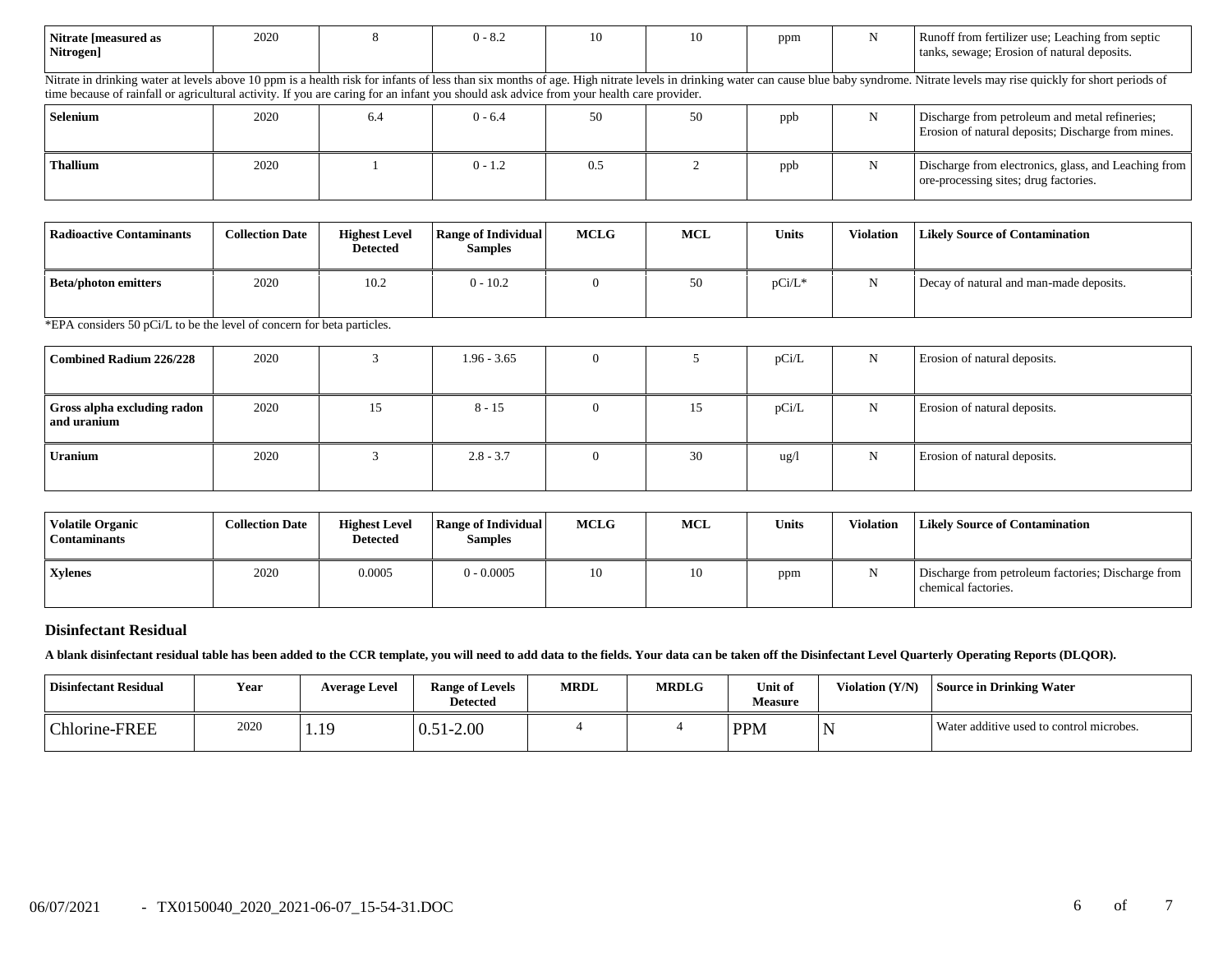| Nitrate [measured as Nitrogen] | 2020 | 8 | 0 - 8.2 | 10 | 10 | ppm | N | Runoff from fertilizer use; Leaching from septic tanks, sewage; Erosion of natural deposits. |
|---|---|---|---|---|---|---|---|---|

Nitrate in drinking water at levels above 10 ppm is a health risk for infants of less than six months of age. High nitrate levels in drinking water can cause blue baby syndrome. Nitrate levels may rise quickly for short periods of time because of rainfall or agricultural activity. If you are caring for an infant you should ask advice from your health care provider.

| Selenium | 2020 | 6.4 | 0 - 6.4 | 50 | 50 | ppb | N | Discharge from petroleum and metal refineries; Erosion of natural deposits; Discharge from mines. |
|---|---|---|---|---|---|---|---|---|
| Thallium | 2020 | 1 | 0 - 1.2 | 0.5 | 2 | ppb | N | Discharge from electronics, glass, and Leaching from ore-processing sites; drug factories. |

| Radioactive Contaminants | Collection Date | Highest Level Detected | Range of Individual Samples | MCLG | MCL | Units | Violation | Likely Source of Contamination |
|---|---|---|---|---|---|---|---|---|
| Beta/photon emitters | 2020 | 10.2 | 0 - 10.2 | 0 | 50 | pCi/L* | N | Decay of natural and man-made deposits. |

*EPA considers 50 pCi/L to be the level of concern for beta particles.

| Combined Radium 226/228 | 2020 | 3 | 1.96 - 3.65 | 0 | 5 | pCi/L | N | Erosion of natural deposits. |
|---|---|---|---|---|---|---|---|---|
| Gross alpha excluding radon and uranium | 2020 | 15 | 8 - 15 | 0 | 15 | pCi/L | N | Erosion of natural deposits. |
| Uranium | 2020 | 3 | 2.8 - 3.7 | 0 | 30 | ug/l | N | Erosion of natural deposits. |

| Volatile Organic Contaminants | Collection Date | Highest Level Detected | Range of Individual Samples | MCLG | MCL | Units | Violation | Likely Source of Contamination |
|---|---|---|---|---|---|---|---|---|
| Xylenes | 2020 | 0.0005 | 0 - 0.0005 | 10 | 10 | ppm | N | Discharge from petroleum factories; Discharge from chemical factories. |

### Disinfectant Residual

**A blank disinfectant residual table has been added to the CCR template, you will need to add data to the fields. Your data can be taken off the Disinfectant Level Quarterly Operating Reports (DLQOR).**

| Disinfectant Residual | Year | Average Level | Range of Levels Detected | MRDL | MRDLG | Unit of Measure | Violation (Y/N) | Source in Drinking Water |
|---|---|---|---|---|---|---|---|---|
| Chlorine-FREE | 2020 | 1.19 | 0.51-2.00 | 4 | 4 | PPM | N | Water additive used to control microbes. |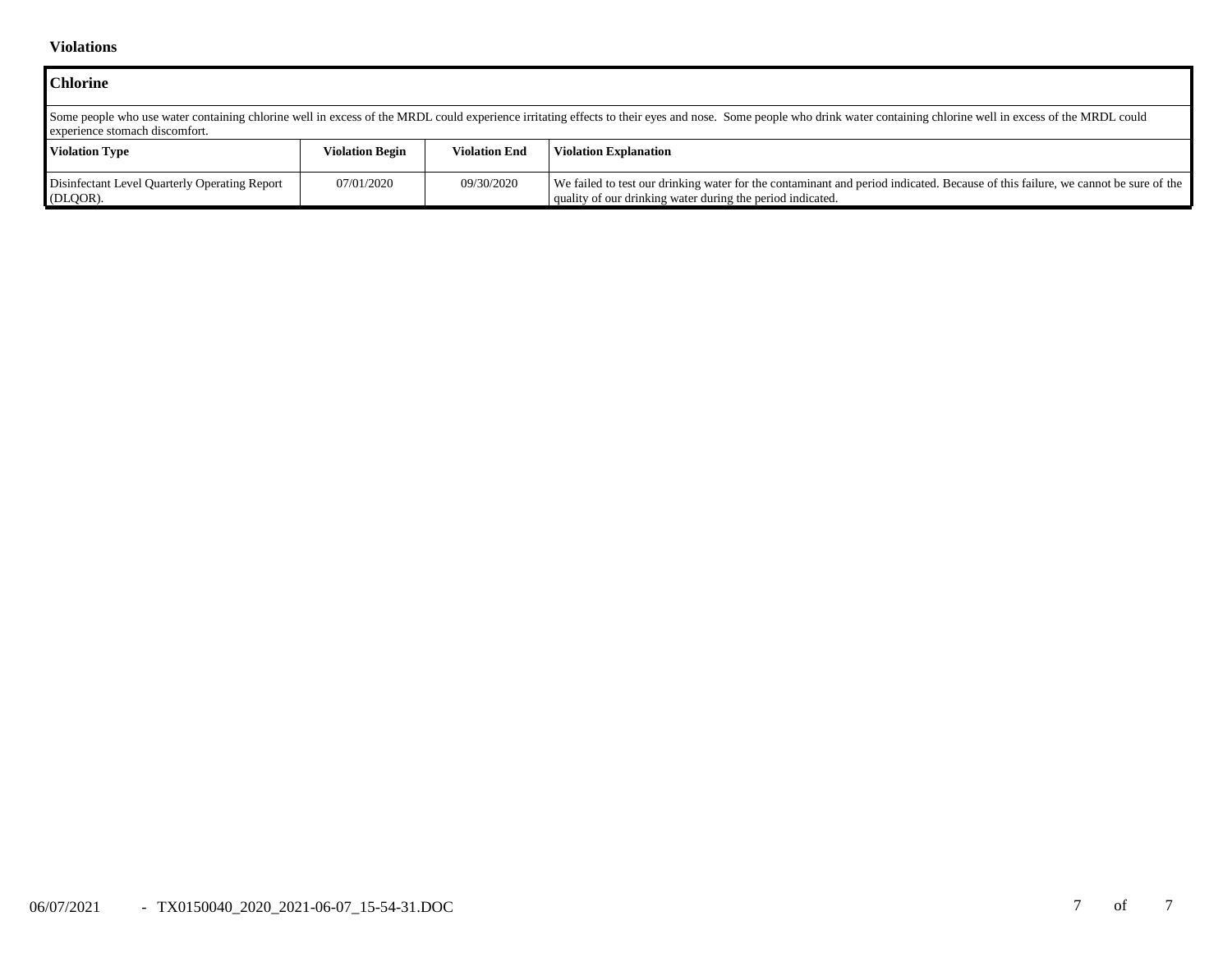**Violations**

**Chlorine**

Some people who use water containing chlorine well in excess of the MRDL could experience irritating effects to their eyes and nose. Some people who drink water containing chlorine well in excess of the MRDL could experience stomach discomfort.

| Violation Type | Violation Begin | Violation End | Violation Explanation |
|---|---|---|---|
| Disinfectant Level Quarterly Operating Report (DLQOR). | 07/01/2020 | 09/30/2020 | We failed to test our drinking water for the contaminant and period indicated. Because of this failure, we cannot be sure of the quality of our drinking water during the period indicated. |